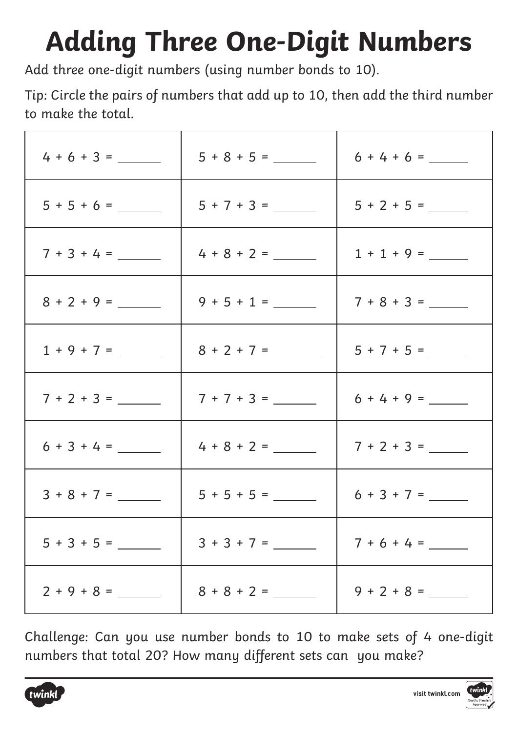# Adding Three One-Digit Numbers

Add three one-digit numbers (using number bonds to 10).

Tip: Circle the pairs of numbers that add up to 10, then add the third number to make the total.

| | | |
|---|---|---|
| $4 + 6 + 3 =$ ______ | $5 + 8 + 5 =$ ______ | $6 + 4 + 6 =$ ______ |
| $5 + 5 + 6 =$ ______ | $5 + 7 + 3 =$ ______ | $5 + 2 + 5 =$ ______ |
| $7 + 3 + 4 =$ ______ | $4 + 8 + 2 =$ ______ | $1 + 1 + 9 =$ ______ |
| $8 + 2 + 9 =$ ______ | $9 + 5 + 1 =$ ______ | $7 + 8 + 3 =$ ______ |
| $1 + 9 + 7 =$ ______ | $8 + 2 + 7 =$ ______ | $5 + 7 + 5 =$ ______ |
| $7 + 2 + 3 =$ ______ | $7 + 7 + 3 =$ ______ | $6 + 4 + 9 =$ ______ |
| $6 + 3 + 4 =$ ______ | $4 + 8 + 2 =$ ______ | $7 + 2 + 3 =$ ______ |
| $3 + 8 + 7 =$ ______ | $5 + 5 + 5 =$ ______ | $6 + 3 + 7 =$ ______ |
| $5 + 3 + 5 =$ ______ | $3 + 3 + 7 =$ ______ | $7 + 6 + 4 =$ ______ |
| $2 + 9 + 8 =$ ______ | $8 + 8 + 2 =$ ______ | $9 + 2 + 8 =$ ______ |

Challenge: Can you use number bonds to 10 to make sets of 4 one-digit numbers that total 20? How many different sets can you make?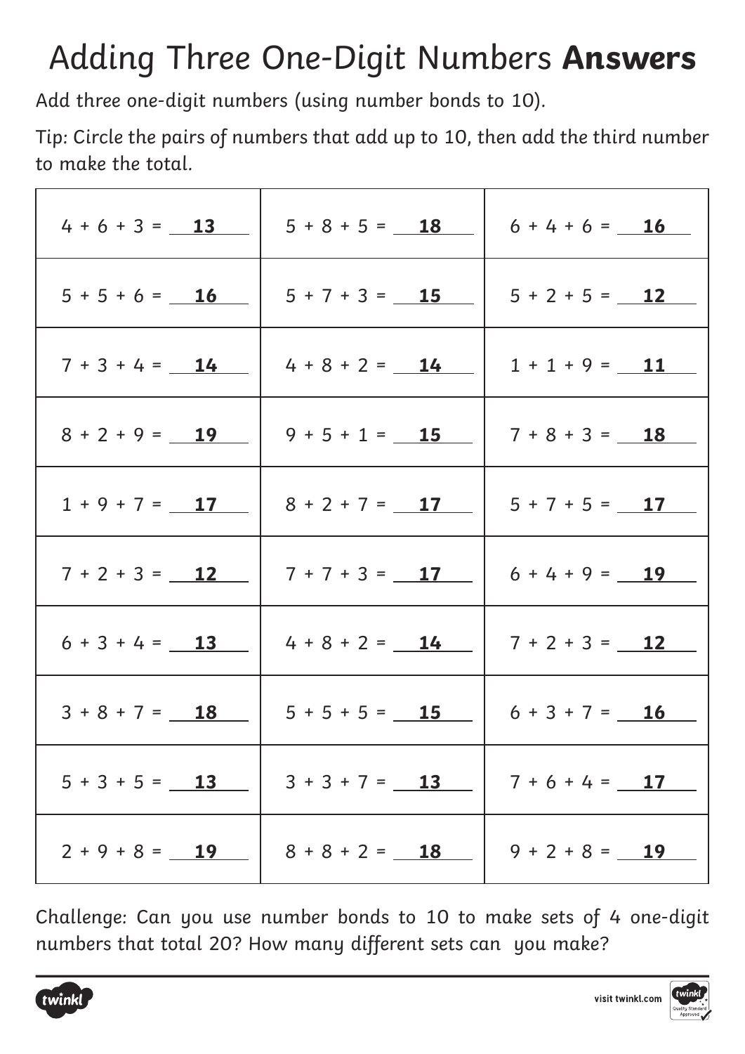# Adding Three One-Digit Numbers **Answers**

Add three one-digit numbers (using number bonds to 10).

Tip: Circle the pairs of numbers that add up to 10, then add the third number to make the total.

| | | |
|---|---|---|
| 4 + 6 + 3 = **13** | 5 + 8 + 5 = **18** | 6 + 4 + 6 = **16** |
| 5 + 5 + 6 = **16** | 5 + 7 + 3 = **15** | 5 + 2 + 5 = **12** |
| 7 + 3 + 4 = **14** | 4 + 8 + 2 = **14** | 1 + 1 + 9 = **11** |
| 8 + 2 + 9 = **19** | 9 + 5 + 1 = **15** | 7 + 8 + 3 = **18** |
| 1 + 9 + 7 = **17** | 8 + 2 + 7 = **17** | 5 + 7 + 5 = **17** |
| 7 + 2 + 3 = **12** | 7 + 7 + 3 = **17** | 6 + 4 + 9 = **19** |
| 6 + 3 + 4 = **13** | 4 + 8 + 2 = **14** | 7 + 2 + 3 = **12** |
| 3 + 8 + 7 = **18** | 5 + 5 + 5 = **15** | 6 + 3 + 7 = **16** |
| 5 + 3 + 5 = **13** | 3 + 3 + 7 = **13** | 7 + 6 + 4 = **17** |
| 2 + 9 + 8 = **19** | 8 + 8 + 2 = **18** | 9 + 2 + 8 = **19** |

Challenge: Can you use number bonds to 10 to make sets of 4 one-digit numbers that total 20? How many different sets can you make?